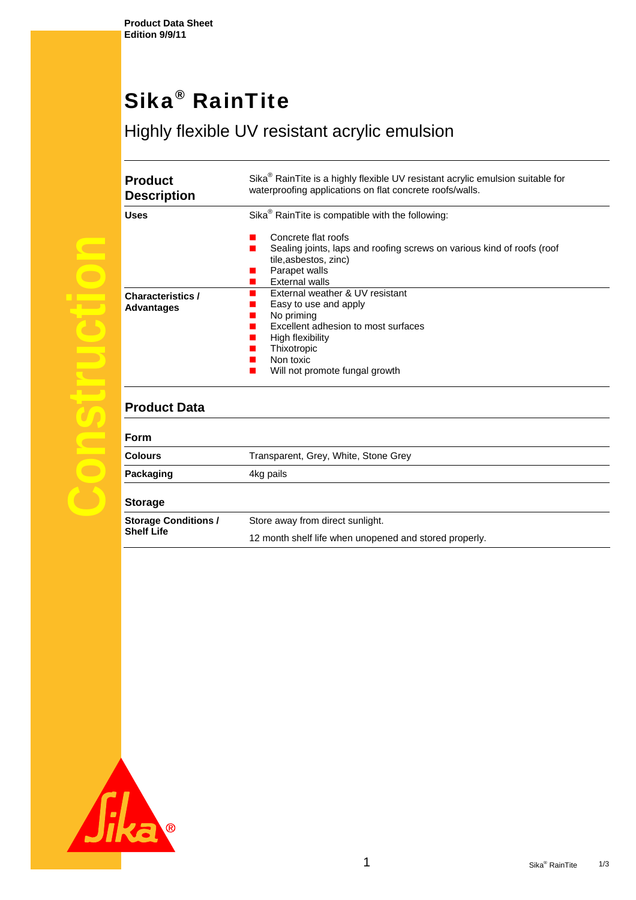Product Data Sheet
Edition 9/9/11

# Sika® RainTite

## Highly flexible UV resistant acrylic emulsion

| | |
|---|---|
| **Product Description** | Sika® RainTite is a highly flexible UV resistant acrylic emulsion suitable for waterproofing applications on flat concrete roofs/walls. |
| **Uses** | Sika® RainTite is compatible with the following:<br>- Concrete flat roofs<br>- Sealing joints, laps and roofing screws on various kind of roofs (roof tile,asbestos, zinc)<br>- Parapet walls<br>- External walls |
| **Characteristics / Advantages** | - External weather & UV resistant<br>- Easy to use and apply<br>- No priming<br>- Excellent adhesion to most surfaces<br>- High flexibility<br>- Thixotropic<br>- Non toxic<br>- Will not promote fungal growth |

## Product Data

### Form

| | |
|---|---|
| **Colours** | Transparent, Grey, White, Stone Grey |
| **Packaging** | 4kg pails |

### Storage

| | |
|---|---|
| **Storage Conditions / Shelf Life** | Store away from direct sunlight.<br>12 month shelf life when unopened and stored properly. |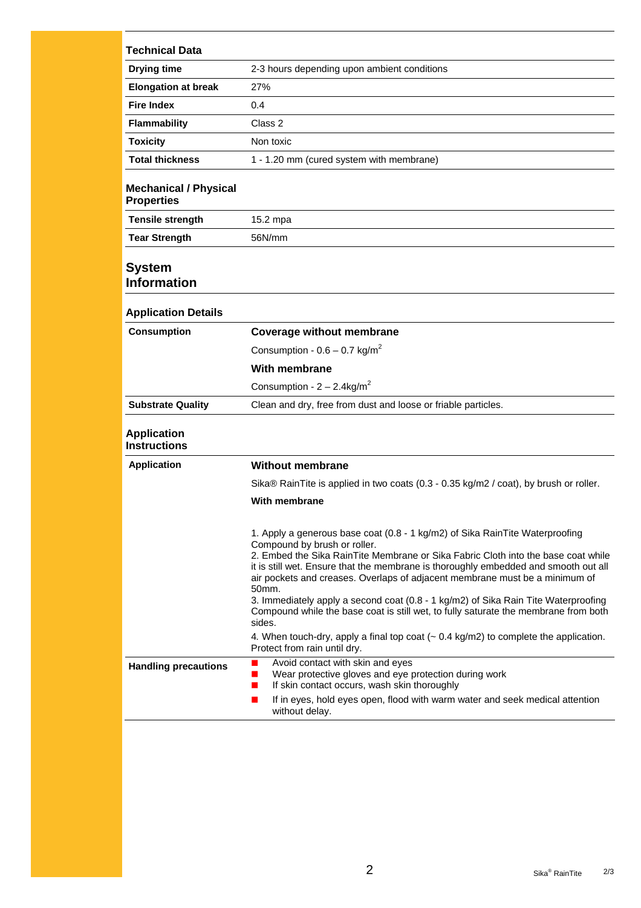## Technical Data

| | |
|---|---|
| **Drying time** | 2-3 hours depending upon ambient conditions |
| **Elongation at break** | 27% |
| **Fire Index** | 0.4 |
| **Flammability** | Class 2 |
| **Toxicity** | Non toxic |
| **Total thickness** | 1 - 1.20 mm (cured system with membrane) |

## Mechanical / Physical Properties

| | |
|---|---|
| **Tensile strength** | 15.2 mpa |
| **Tear Strength** | 56N/mm |

# System Information

## Application Details

**Consumption**

**Coverage without membrane**

Consumption - 0.6 – 0.7 kg/m$^2$

**With membrane**

Consumption - 2 – 2.4kg/m$^2$

**Substrate Quality**

Clean and dry, free from dust and loose or friable particles.

## Application Instructions

**Application**

**Without membrane**

Sika® RainTite is applied in two coats (0.3 - 0.35 kg/m2 / coat), by brush or roller.

**With membrane**

1. Apply a generous base coat (0.8 - 1 kg/m2) of Sika RainTite Waterproofing Compound by brush or roller.
2. Embed the Sika RainTite Membrane or Sika Fabric Cloth into the base coat while it is still wet. Ensure that the membrane is thoroughly embedded and smooth out all air pockets and creases. Overlaps of adjacent membrane must be a minimum of 50mm.
3. Immediately apply a second coat (0.8 - 1 kg/m2) of Sika Rain Tite Waterproofing Compound while the base coat is still wet, to fully saturate the membrane from both sides.
4. When touch-dry, apply a final top coat (~ 0.4 kg/m2) to complete the application. Protect from rain until dry.

**Handling precautions**

- Avoid contact with skin and eyes
- Wear protective gloves and eye protection during work
- If skin contact occurs, wash skin thoroughly
- If in eyes, hold eyes open, flood with warm water and seek medical attention without delay.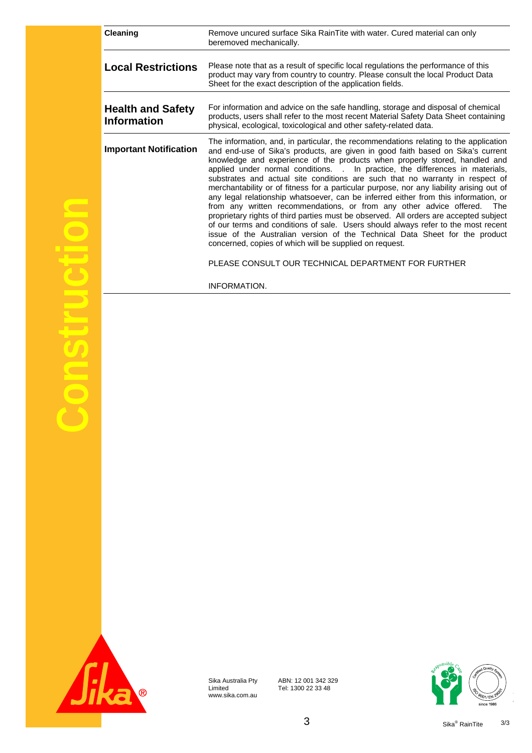**Cleaning**

Remove uncured surface Sika RainTite with water. Cured material can only beremoved mechanically.

## Local Restrictions

Please note that as a result of specific local regulations the performance of this product may vary from country to country. Please consult the local Product Data Sheet for the exact description of the application fields.

## Health and Safety Information

For information and advice on the safe handling, storage and disposal of chemical products, users shall refer to the most recent Material Safety Data Sheet containing physical, ecological, toxicological and other safety-related data.

**Important Notification**

The information, and, in particular, the recommendations relating to the application and end-use of Sika's products, are given in good faith based on Sika's current knowledge and experience of the products when properly stored, handled and applied under normal conditions. . In practice, the differences in materials, substrates and actual site conditions are such that no warranty in respect of merchantability or of fitness for a particular purpose, nor any liability arising out of any legal relationship whatsoever, can be inferred either from this information, or from any written recommendations, or from any other advice offered. The proprietary rights of third parties must be observed. All orders are accepted subject of our terms and conditions of sale. Users should always refer to the most recent issue of the Australian version of the Technical Data Sheet for the product concerned, copies of which will be supplied on request.

PLEASE CONSULT OUR TECHNICAL DEPARTMENT FOR FURTHER

INFORMATION.

Sika Australia Pty Limited
www.sika.com.au

ABN: 12 001 342 329
Tel: 1300 22 33 48